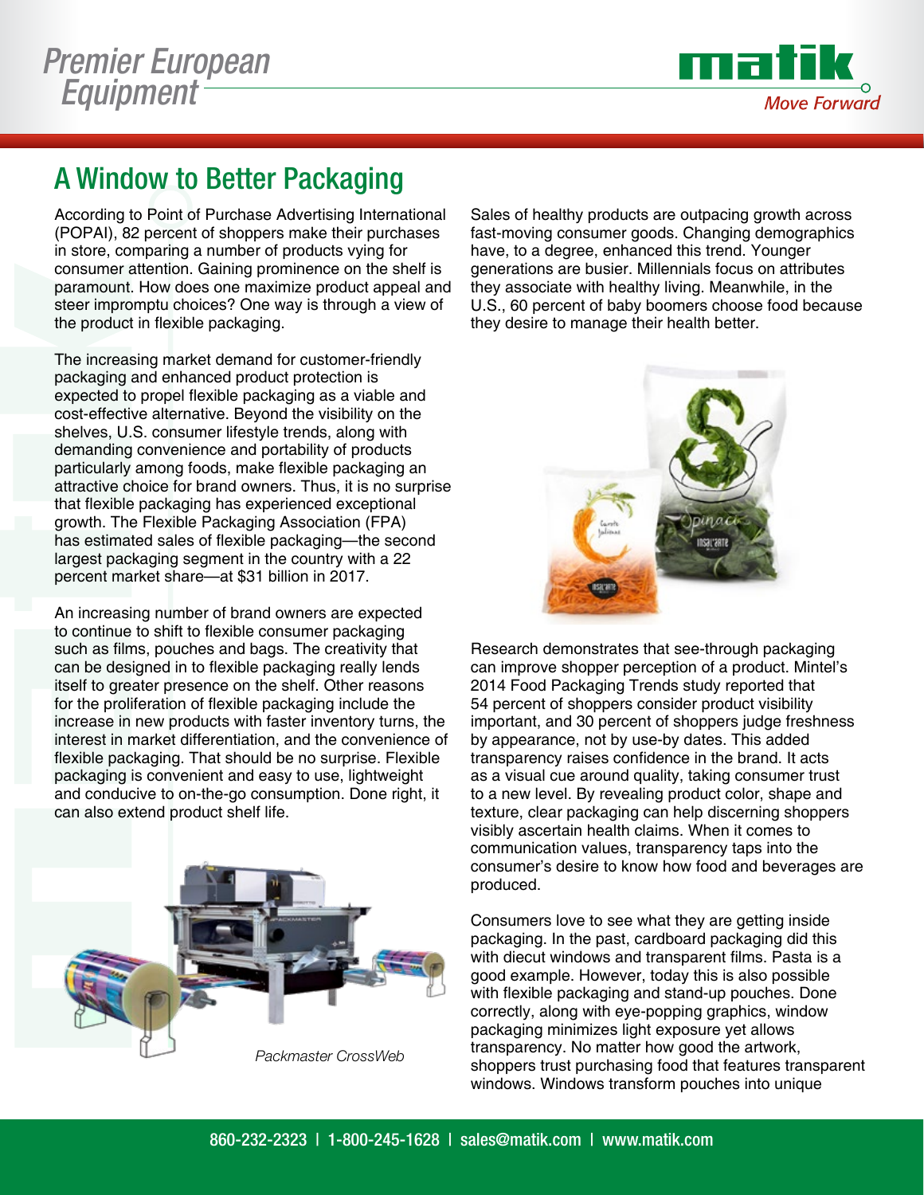# A Window to Better Packaging

According to Point of Purchase Advertising International (POPAI), 82 percent of shoppers make their purchases in store, comparing a number of products vying for consumer attention. Gaining prominence on the shelf is paramount. How does one maximize product appeal and steer impromptu choices? One way is through a view of the product in flexible packaging.

The increasing market demand for customer-friendly packaging and enhanced product protection is expected to propel flexible packaging as a viable and cost-effective alternative. Beyond the visibility on the shelves, U.S. consumer lifestyle trends, along with demanding convenience and portability of products particularly among foods, make flexible packaging an attractive choice for brand owners. Thus, it is no surprise that flexible packaging has experienced exceptional growth. The Flexible Packaging Association (FPA) has estimated sales of flexible packaging—the second largest packaging segment in the country with a 22 percent market share—at $31 billion in 2017.

An increasing number of brand owners are expected to continue to shift to flexible consumer packaging such as films, pouches and bags. The creativity that can be designed in to flexible packaging really lends itself to greater presence on the shelf. Other reasons for the proliferation of flexible packaging include the increase in new products with faster inventory turns, the interest in market differentiation, and the convenience of flexible packaging. That should be no surprise. Flexible packaging is convenient and easy to use, lightweight and conducive to on-the-go consumption. Done right, it can also extend product shelf life.

*Packmaster CrossWeb*

Sales of healthy products are outpacing growth across fast-moving consumer goods. Changing demographics have, to a degree, enhanced this trend. Younger generations are busier. Millennials focus on attributes they associate with healthy living. Meanwhile, in the U.S., 60 percent of baby boomers choose food because they desire to manage their health better.

Research demonstrates that see-through packaging can improve shopper perception of a product. Mintel's 2014 Food Packaging Trends study reported that 54 percent of shoppers consider product visibility important, and 30 percent of shoppers judge freshness by appearance, not by use-by dates. This added transparency raises confidence in the brand. It acts as a visual cue around quality, taking consumer trust to a new level. By revealing product color, shape and texture, clear packaging can help discerning shoppers visibly ascertain health claims. When it comes to communication values, transparency taps into the consumer's desire to know how food and beverages are produced.

Consumers love to see what they are getting inside packaging. In the past, cardboard packaging did this with diecut windows and transparent films. Pasta is a good example. However, today this is also possible with flexible packaging and stand-up pouches. Done correctly, along with eye-popping graphics, window packaging minimizes light exposure yet allows transparency. No matter how good the artwork, shoppers trust purchasing food that features transparent windows. Windows transform pouches into unique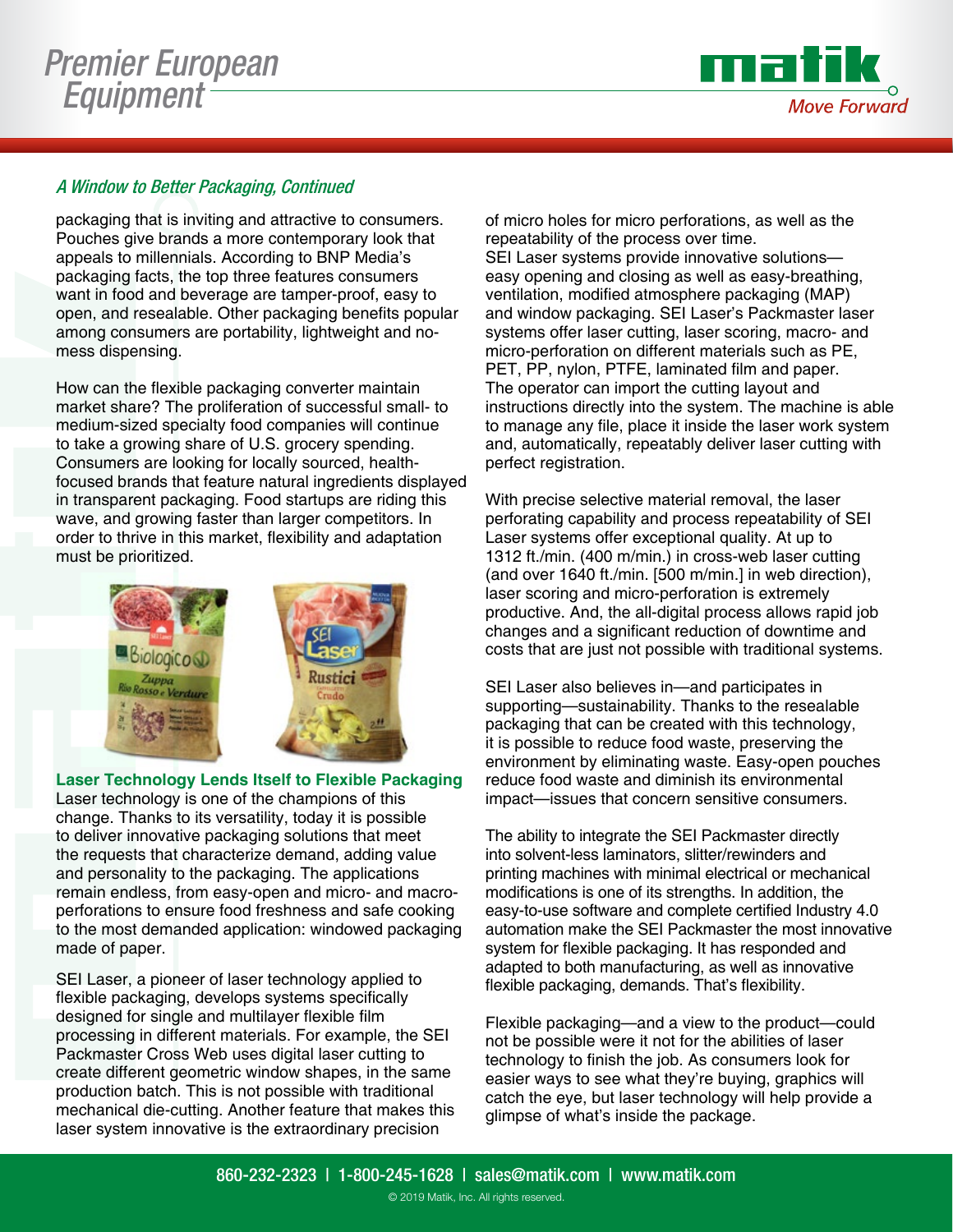*A Window to Better Packaging, Continued*

packaging that is inviting and attractive to consumers. Pouches give brands a more contemporary look that appeals to millennials. According to BNP Media's packaging facts, the top three features consumers want in food and beverage are tamper-proof, easy to open, and resealable. Other packaging benefits popular among consumers are portability, lightweight and no-mess dispensing.

How can the flexible packaging converter maintain market share? The proliferation of successful small- to medium-sized specialty food companies will continue to take a growing share of U.S. grocery spending. Consumers are looking for locally sourced, health-focused brands that feature natural ingredients displayed in transparent packaging. Food startups are riding this wave, and growing faster than larger competitors. In order to thrive in this market, flexibility and adaptation must be prioritized.

## Laser Technology Lends Itself to Flexible Packaging

Laser technology is one of the champions of this change. Thanks to its versatility, today it is possible to deliver innovative packaging solutions that meet the requests that characterize demand, adding value and personality to the packaging. The applications remain endless, from easy-open and micro- and macro-perforations to ensure food freshness and safe cooking to the most demanded application: windowed packaging made of paper.

SEI Laser, a pioneer of laser technology applied to flexible packaging, develops systems specifically designed for single and multilayer flexible film processing in different materials. For example, the SEI Packmaster Cross Web uses digital laser cutting to create different geometric window shapes, in the same production batch. This is not possible with traditional mechanical die-cutting. Another feature that makes this laser system innovative is the extraordinary precision of micro holes for micro perforations, as well as the repeatability of the process over time.

SEI Laser systems provide innovative solutions—easy opening and closing as well as easy-breathing, ventilation, modified atmosphere packaging (MAP) and window packaging. SEI Laser's Packmaster laser systems offer laser cutting, laser scoring, macro- and micro-perforation on different materials such as PE, PET, PP, nylon, PTFE, laminated film and paper. The operator can import the cutting layout and instructions directly into the system. The machine is able to manage any file, place it inside the laser work system and, automatically, repeatably deliver laser cutting with perfect registration.

With precise selective material removal, the laser perforating capability and process repeatability of SEI Laser systems offer exceptional quality. At up to 1312 ft./min. (400 m/min.) in cross-web laser cutting (and over 1640 ft./min. [500 m/min.] in web direction), laser scoring and micro-perforation is extremely productive. And, the all-digital process allows rapid job changes and a significant reduction of downtime and costs that are just not possible with traditional systems.

SEI Laser also believes in—and participates in supporting—sustainability. Thanks to the resealable packaging that can be created with this technology, it is possible to reduce food waste, preserving the environment by eliminating waste. Easy-open pouches reduce food waste and diminish its environmental impact—issues that concern sensitive consumers.

The ability to integrate the SEI Packmaster directly into solvent-less laminators, slitter/rewinders and printing machines with minimal electrical or mechanical modifications is one of its strengths. In addition, the easy-to-use software and complete certified Industry 4.0 automation make the SEI Packmaster the most innovative system for flexible packaging. It has responded and adapted to both manufacturing, as well as innovative flexible packaging, demands. That's flexibility.

Flexible packaging—and a view to the product—could not be possible were it not for the abilities of laser technology to finish the job. As consumers look for easier ways to see what they're buying, graphics will catch the eye, but laser technology will help provide a glimpse of what's inside the package.